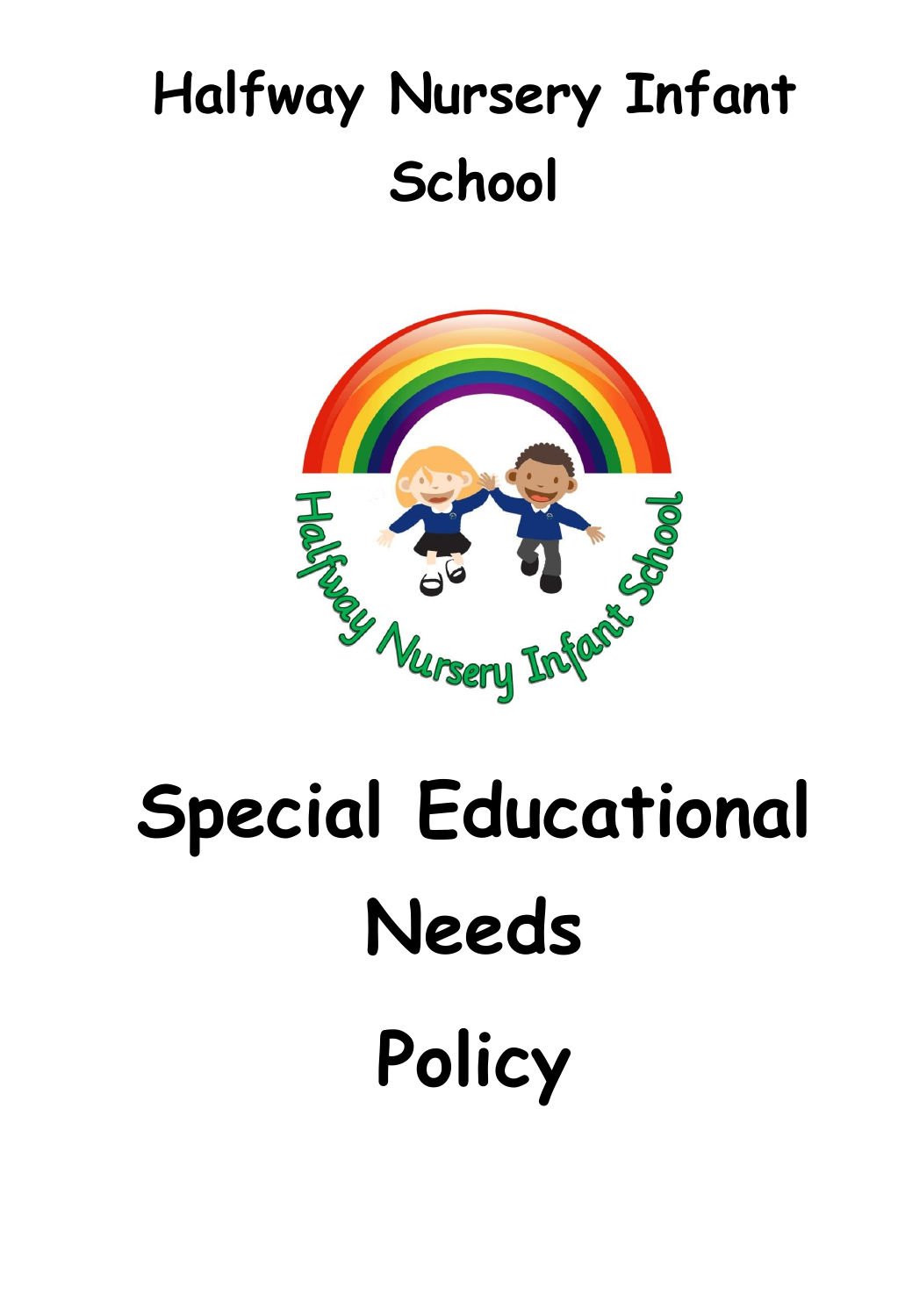# Halfway Nursery Infant School

# Special Educational Needs Policy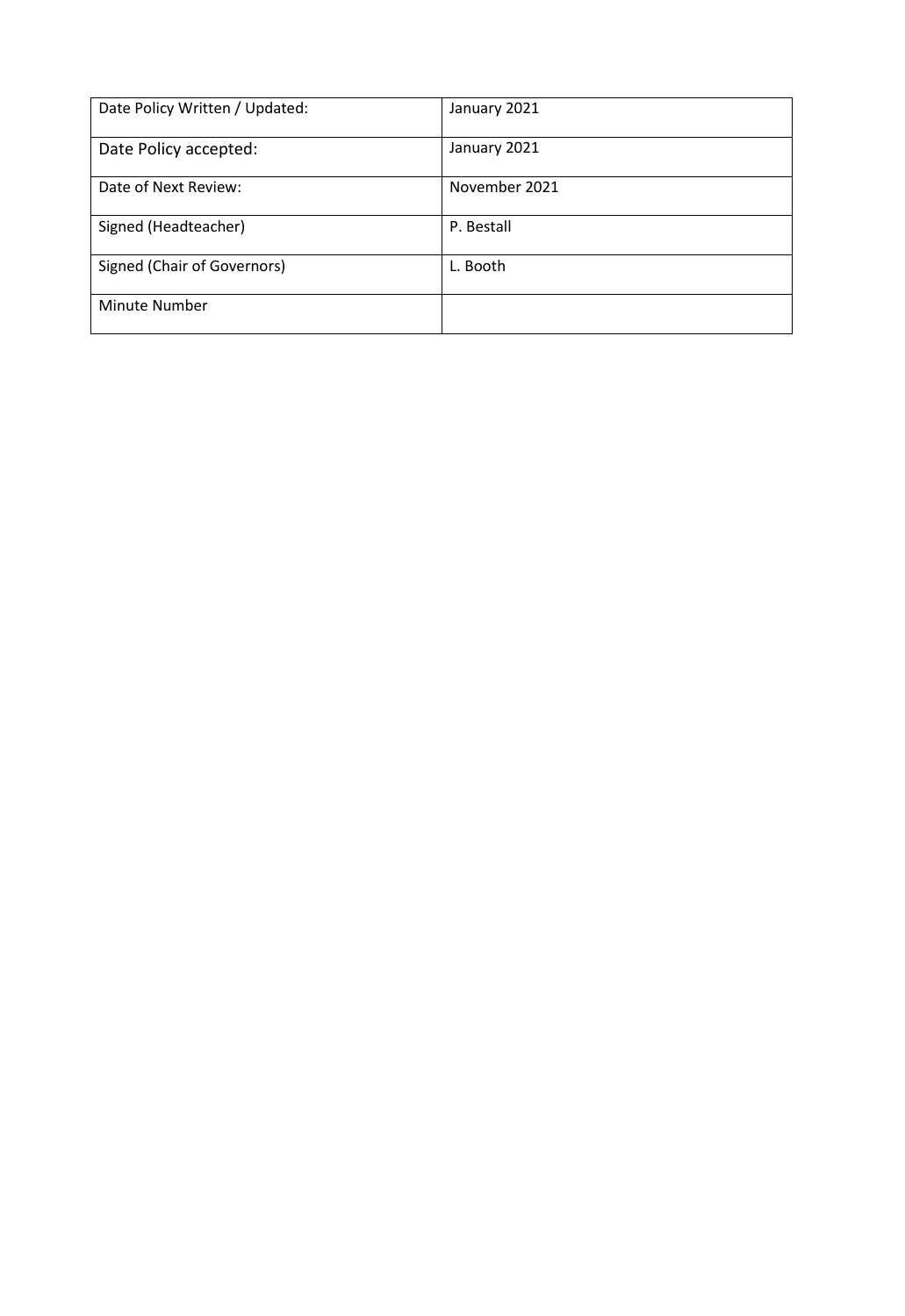| Date Policy Written / Updated: | January 2021 |
| --- | --- |
| Date Policy accepted: | January 2021 |
| Date of Next Review: | November 2021 |
| Signed (Headteacher) | P. Bestall |
| Signed (Chair of Governors) | L. Booth |
| Minute Number | |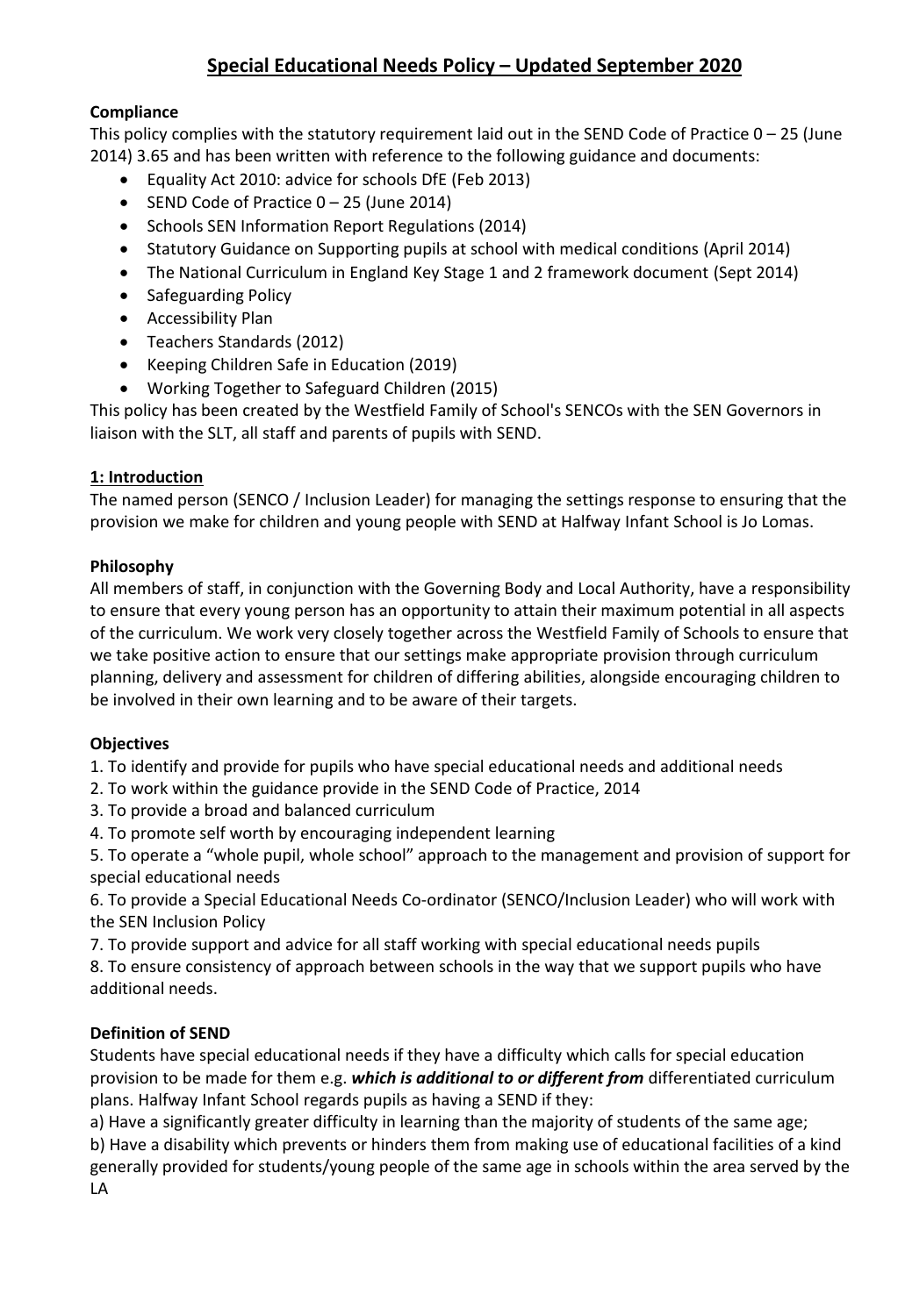# Special Educational Needs Policy – Updated September 2020

**Compliance**

This policy complies with the statutory requirement laid out in the SEND Code of Practice 0 – 25 (June 2014) 3.65 and has been written with reference to the following guidance and documents:

- Equality Act 2010: advice for schools DfE (Feb 2013)
- SEND Code of Practice 0 – 25 (June 2014)
- Schools SEN Information Report Regulations (2014)
- Statutory Guidance on Supporting pupils at school with medical conditions (April 2014)
- The National Curriculum in England Key Stage 1 and 2 framework document (Sept 2014)
- Safeguarding Policy
- Accessibility Plan
- Teachers Standards (2012)
- Keeping Children Safe in Education (2019)
- Working Together to Safeguard Children (2015)

This policy has been created by the Westfield Family of School's SENCOs with the SEN Governors in liaison with the SLT, all staff and parents of pupils with SEND.

## 1: Introduction

The named person (SENCO / Inclusion Leader) for managing the settings response to ensuring that the provision we make for children and young people with SEND at Halfway Infant School is Jo Lomas.

**Philosophy**

All members of staff, in conjunction with the Governing Body and Local Authority, have a responsibility to ensure that every young person has an opportunity to attain their maximum potential in all aspects of the curriculum. We work very closely together across the Westfield Family of Schools to ensure that we take positive action to ensure that our settings make appropriate provision through curriculum planning, delivery and assessment for children of differing abilities, alongside encouraging children to be involved in their own learning and to be aware of their targets.

**Objectives**

1. To identify and provide for pupils who have special educational needs and additional needs
2. To work within the guidance provide in the SEND Code of Practice, 2014
3. To provide a broad and balanced curriculum
4. To promote self worth by encouraging independent learning
5. To operate a "whole pupil, whole school" approach to the management and provision of support for special educational needs
6. To provide a Special Educational Needs Co-ordinator (SENCO/Inclusion Leader) who will work with the SEN Inclusion Policy
7. To provide support and advice for all staff working with special educational needs pupils
8. To ensure consistency of approach between schools in the way that we support pupils who have additional needs.

**Definition of SEND**

Students have special educational needs if they have a difficulty which calls for special education provision to be made for them e.g. ***which is additional to or different from*** differentiated curriculum plans. Halfway Infant School regards pupils as having a SEND if they:

a) Have a significantly greater difficulty in learning than the majority of students of the same age;

b) Have a disability which prevents or hinders them from making use of educational facilities of a kind generally provided for students/young people of the same age in schools within the area served by the LA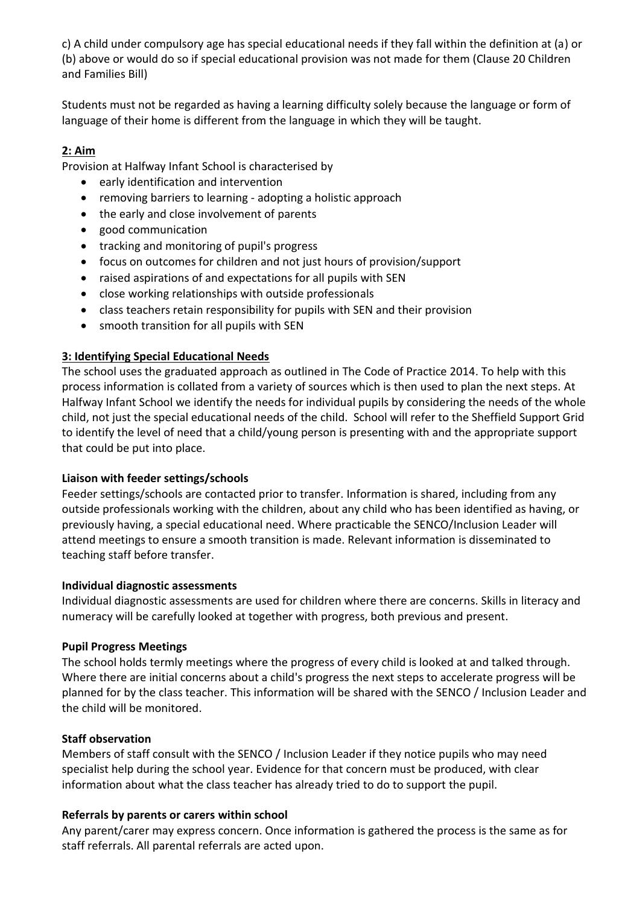c) A child under compulsory age has special educational needs if they fall within the definition at (a) or (b) above or would do so if special educational provision was not made for them (Clause 20 Children and Families Bill)

Students must not be regarded as having a learning difficulty solely because the language or form of language of their home is different from the language in which they will be taught.

## 2: Aim

Provision at Halfway Infant School is characterised by

- early identification and intervention
- removing barriers to learning - adopting a holistic approach
- the early and close involvement of parents
- good communication
- tracking and monitoring of pupil's progress
- focus on outcomes for children and not just hours of provision/support
- raised aspirations of and expectations for all pupils with SEN
- close working relationships with outside professionals
- class teachers retain responsibility for pupils with SEN and their provision
- smooth transition for all pupils with SEN

## 3: Identifying Special Educational Needs

The school uses the graduated approach as outlined in The Code of Practice 2014. To help with this process information is collated from a variety of sources which is then used to plan the next steps. At Halfway Infant School we identify the needs for individual pupils by considering the needs of the whole child, not just the special educational needs of the child. School will refer to the Sheffield Support Grid to identify the level of need that a child/young person is presenting with and the appropriate support that could be put into place.

### Liaison with feeder settings/schools

Feeder settings/schools are contacted prior to transfer. Information is shared, including from any outside professionals working with the children, about any child who has been identified as having, or previously having, a special educational need. Where practicable the SENCO/Inclusion Leader will attend meetings to ensure a smooth transition is made. Relevant information is disseminated to teaching staff before transfer.

### Individual diagnostic assessments

Individual diagnostic assessments are used for children where there are concerns. Skills in literacy and numeracy will be carefully looked at together with progress, both previous and present.

### Pupil Progress Meetings

The school holds termly meetings where the progress of every child is looked at and talked through. Where there are initial concerns about a child's progress the next steps to accelerate progress will be planned for by the class teacher. This information will be shared with the SENCO / Inclusion Leader and the child will be monitored.

### Staff observation

Members of staff consult with the SENCO / Inclusion Leader if they notice pupils who may need specialist help during the school year. Evidence for that concern must be produced, with clear information about what the class teacher has already tried to do to support the pupil.

### Referrals by parents or carers within school

Any parent/carer may express concern. Once information is gathered the process is the same as for staff referrals. All parental referrals are acted upon.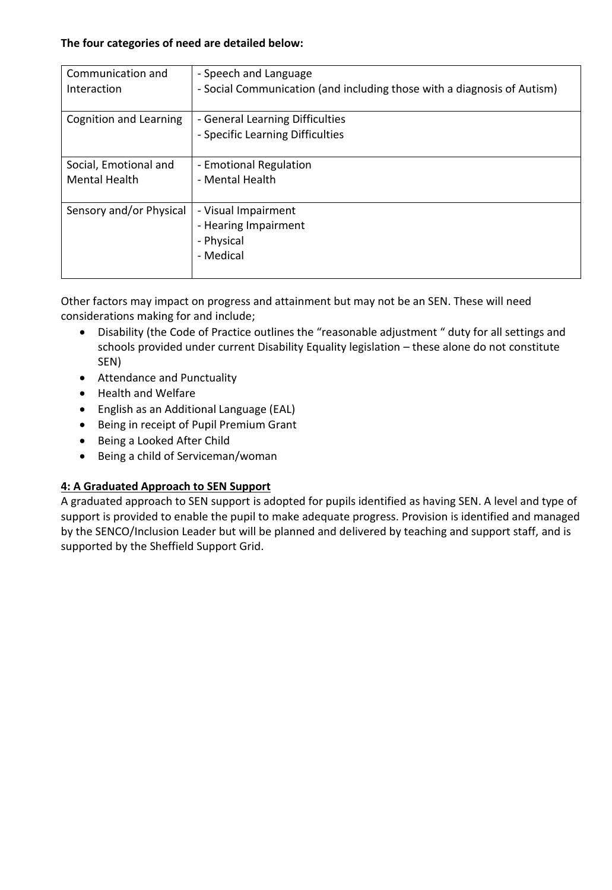**The four categories of need are detailed below:**

| | |
|---|---|
| Communication and Interaction | - Speech and Language<br>- Social Communication (and including those with a diagnosis of Autism) |
| Cognition and Learning | - General Learning Difficulties<br>- Specific Learning Difficulties |
| Social, Emotional and Mental Health | - Emotional Regulation<br>- Mental Health |
| Sensory and/or Physical | - Visual Impairment<br>- Hearing Impairment<br>- Physical<br>- Medical |

Other factors may impact on progress and attainment but may not be an SEN. These will need considerations making for and include;

- Disability (the Code of Practice outlines the "reasonable adjustment " duty for all settings and schools provided under current Disability Equality legislation – these alone do not constitute SEN)
- Attendance and Punctuality
- Health and Welfare
- English as an Additional Language (EAL)
- Being in receipt of Pupil Premium Grant
- Being a Looked After Child
- Being a child of Serviceman/woman

## 4: A Graduated Approach to SEN Support

A graduated approach to SEN support is adopted for pupils identified as having SEN. A level and type of support is provided to enable the pupil to make adequate progress. Provision is identified and managed by the SENCO/Inclusion Leader but will be planned and delivered by teaching and support staff, and is supported by the Sheffield Support Grid.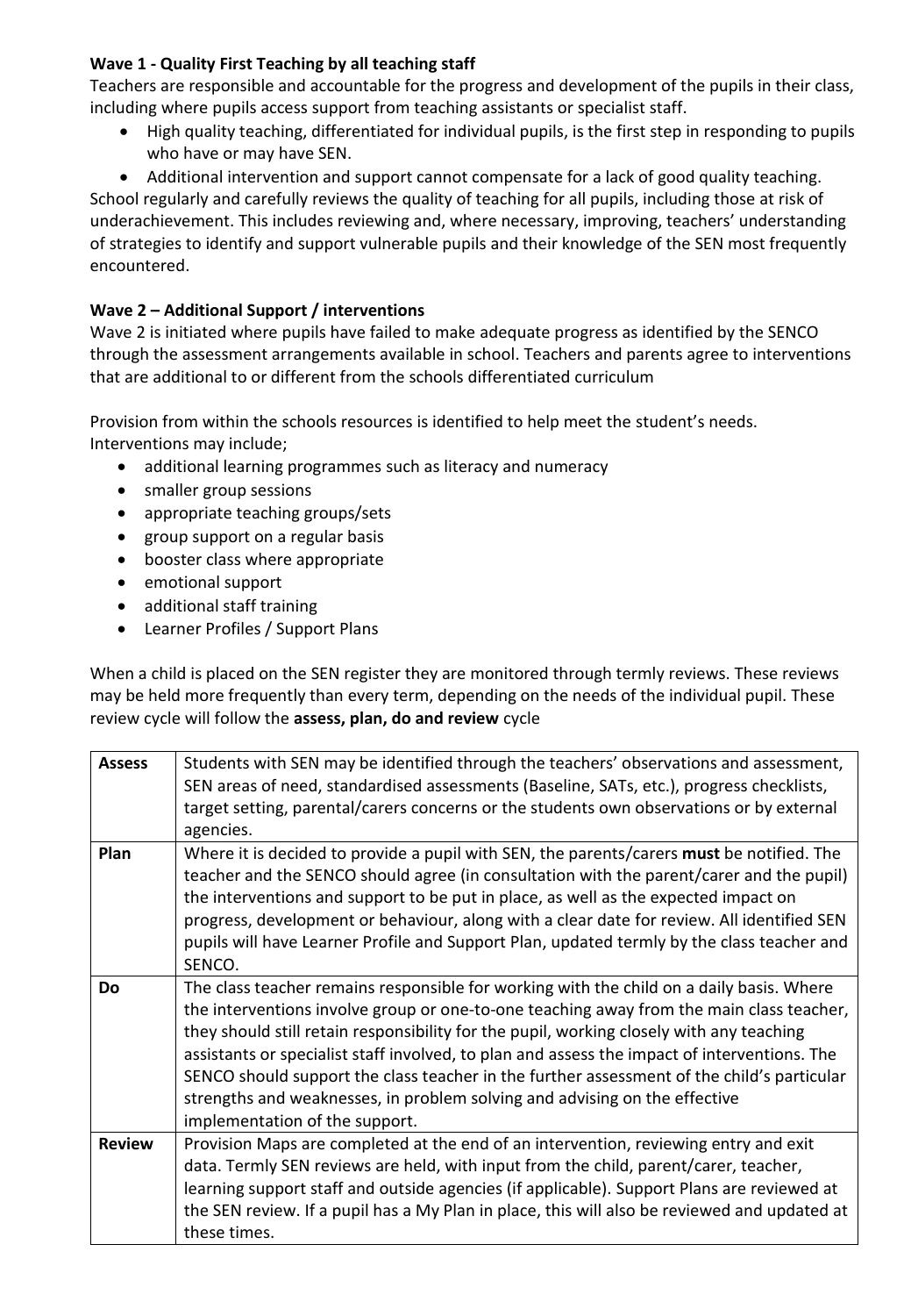**Wave 1 - Quality First Teaching by all teaching staff**

Teachers are responsible and accountable for the progress and development of the pupils in their class, including where pupils access support from teaching assistants or specialist staff.

- High quality teaching, differentiated for individual pupils, is the first step in responding to pupils who have or may have SEN.
- Additional intervention and support cannot compensate for a lack of good quality teaching.

School regularly and carefully reviews the quality of teaching for all pupils, including those at risk of underachievement. This includes reviewing and, where necessary, improving, teachers' understanding of strategies to identify and support vulnerable pupils and their knowledge of the SEN most frequently encountered.

**Wave 2 – Additional Support / interventions**

Wave 2 is initiated where pupils have failed to make adequate progress as identified by the SENCO through the assessment arrangements available in school. Teachers and parents agree to interventions that are additional to or different from the schools differentiated curriculum

Provision from within the schools resources is identified to help meet the student's needs.
Interventions may include;

- additional learning programmes such as literacy and numeracy
- smaller group sessions
- appropriate teaching groups/sets
- group support on a regular basis
- booster class where appropriate
- emotional support
- additional staff training
- Learner Profiles / Support Plans

When a child is placed on the SEN register they are monitored through termly reviews. These reviews may be held more frequently than every term, depending on the needs of the individual pupil. These review cycle will follow the **assess, plan, do and review** cycle

| | |
|---|---|
| **Assess** | Students with SEN may be identified through the teachers' observations and assessment, SEN areas of need, standardised assessments (Baseline, SATs, etc.), progress checklists, target setting, parental/carers concerns or the students own observations or by external agencies. |
| **Plan** | Where it is decided to provide a pupil with SEN, the parents/carers **must** be notified. The teacher and the SENCO should agree (in consultation with the parent/carer and the pupil) the interventions and support to be put in place, as well as the expected impact on progress, development or behaviour, along with a clear date for review. All identified SEN pupils will have Learner Profile and Support Plan, updated termly by the class teacher and SENCO. |
| **Do** | The class teacher remains responsible for working with the child on a daily basis. Where the interventions involve group or one-to-one teaching away from the main class teacher, they should still retain responsibility for the pupil, working closely with any teaching assistants or specialist staff involved, to plan and assess the impact of interventions. The SENCO should support the class teacher in the further assessment of the child's particular strengths and weaknesses, in problem solving and advising on the effective implementation of the support. |
| **Review** | Provision Maps are completed at the end of an intervention, reviewing entry and exit data. Termly SEN reviews are held, with input from the child, parent/carer, teacher, learning support staff and outside agencies (if applicable). Support Plans are reviewed at the SEN review. If a pupil has a My Plan in place, this will also be reviewed and updated at these times. |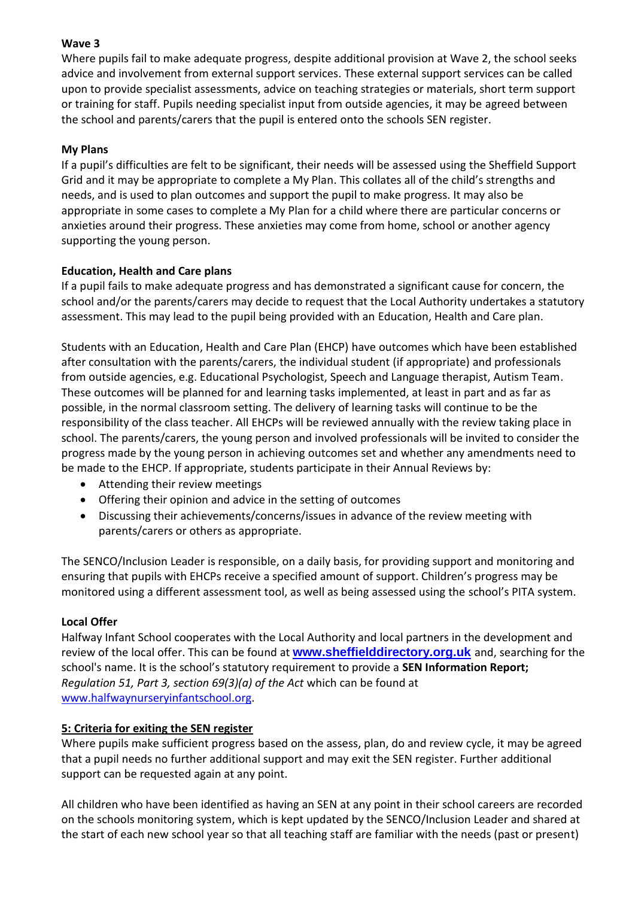**Wave 3**

Where pupils fail to make adequate progress, despite additional provision at Wave 2, the school seeks advice and involvement from external support services. These external support services can be called upon to provide specialist assessments, advice on teaching strategies or materials, short term support or training for staff. Pupils needing specialist input from outside agencies, it may be agreed between the school and parents/carers that the pupil is entered onto the schools SEN register.

**My Plans**

If a pupil's difficulties are felt to be significant, their needs will be assessed using the Sheffield Support Grid and it may be appropriate to complete a My Plan. This collates all of the child's strengths and needs, and is used to plan outcomes and support the pupil to make progress. It may also be appropriate in some cases to complete a My Plan for a child where there are particular concerns or anxieties around their progress. These anxieties may come from home, school or another agency supporting the young person.

**Education, Health and Care plans**

If a pupil fails to make adequate progress and has demonstrated a significant cause for concern, the school and/or the parents/carers may decide to request that the Local Authority undertakes a statutory assessment. This may lead to the pupil being provided with an Education, Health and Care plan.

Students with an Education, Health and Care Plan (EHCP) have outcomes which have been established after consultation with the parents/carers, the individual student (if appropriate) and professionals from outside agencies, e.g. Educational Psychologist, Speech and Language therapist, Autism Team. These outcomes will be planned for and learning tasks implemented, at least in part and as far as possible, in the normal classroom setting. The delivery of learning tasks will continue to be the responsibility of the class teacher. All EHCPs will be reviewed annually with the review taking place in school. The parents/carers, the young person and involved professionals will be invited to consider the progress made by the young person in achieving outcomes set and whether any amendments need to be made to the EHCP. If appropriate, students participate in their Annual Reviews by:

- Attending their review meetings
- Offering their opinion and advice in the setting of outcomes
- Discussing their achievements/concerns/issues in advance of the review meeting with parents/carers or others as appropriate.

The SENCO/Inclusion Leader is responsible, on a daily basis, for providing support and monitoring and ensuring that pupils with EHCPs receive a specified amount of support. Children's progress may be monitored using a different assessment tool, as well as being assessed using the school's PITA system.

**Local Offer**

Halfway Infant School cooperates with the Local Authority and local partners in the development and review of the local offer. This can be found at **www.sheffielddirectory.org.uk** and, searching for the school's name. It is the school's statutory requirement to provide a **SEN Information Report;** *Regulation 51, Part 3, section 69(3)(a) of the Act* which can be found at www.halfwaynurseryinfantschool.org.

**5: Criteria for exiting the SEN register**

Where pupils make sufficient progress based on the assess, plan, do and review cycle, it may be agreed that a pupil needs no further additional support and may exit the SEN register. Further additional support can be requested again at any point.

All children who have been identified as having an SEN at any point in their school careers are recorded on the schools monitoring system, which is kept updated by the SENCO/Inclusion Leader and shared at the start of each new school year so that all teaching staff are familiar with the needs (past or present)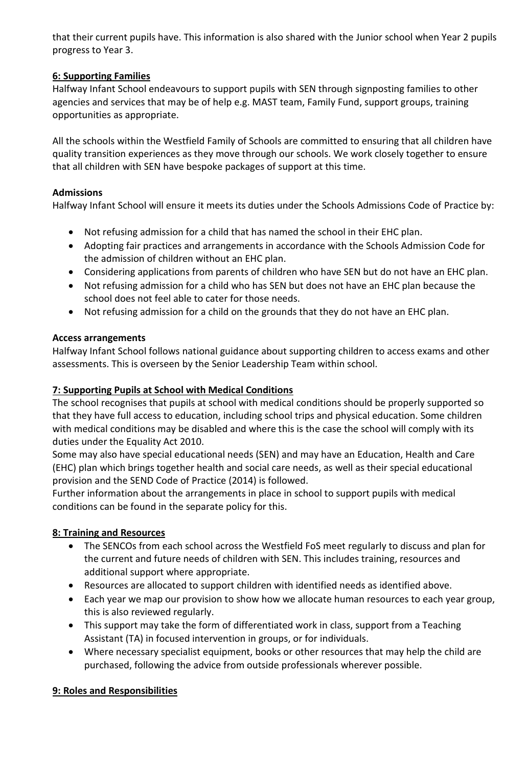that their current pupils have. This information is also shared with the Junior school when Year 2 pupils progress to Year 3.

## 6: Supporting Families

Halfway Infant School endeavours to support pupils with SEN through signposting families to other agencies and services that may be of help e.g. MAST team, Family Fund, support groups, training opportunities as appropriate.

All the schools within the Westfield Family of Schools are committed to ensuring that all children have quality transition experiences as they move through our schools. We work closely together to ensure that all children with SEN have bespoke packages of support at this time.

### Admissions

Halfway Infant School will ensure it meets its duties under the Schools Admissions Code of Practice by:

- Not refusing admission for a child that has named the school in their EHC plan.
- Adopting fair practices and arrangements in accordance with the Schools Admission Code for the admission of children without an EHC plan.
- Considering applications from parents of children who have SEN but do not have an EHC plan.
- Not refusing admission for a child who has SEN but does not have an EHC plan because the school does not feel able to cater for those needs.
- Not refusing admission for a child on the grounds that they do not have an EHC plan.

### Access arrangements

Halfway Infant School follows national guidance about supporting children to access exams and other assessments. This is overseen by the Senior Leadership Team within school.

## 7: Supporting Pupils at School with Medical Conditions

The school recognises that pupils at school with medical conditions should be properly supported so that they have full access to education, including school trips and physical education. Some children with medical conditions may be disabled and where this is the case the school will comply with its duties under the Equality Act 2010.

Some may also have special educational needs (SEN) and may have an Education, Health and Care (EHC) plan which brings together health and social care needs, as well as their special educational provision and the SEND Code of Practice (2014) is followed.

Further information about the arrangements in place in school to support pupils with medical conditions can be found in the separate policy for this.

## 8: Training and Resources

- The SENCOs from each school across the Westfield FoS meet regularly to discuss and plan for the current and future needs of children with SEN. This includes training, resources and additional support where appropriate.
- Resources are allocated to support children with identified needs as identified above.
- Each year we map our provision to show how we allocate human resources to each year group, this is also reviewed regularly.
- This support may take the form of differentiated work in class, support from a Teaching Assistant (TA) in focused intervention in groups, or for individuals.
- Where necessary specialist equipment, books or other resources that may help the child are purchased, following the advice from outside professionals wherever possible.

## 9: Roles and Responsibilities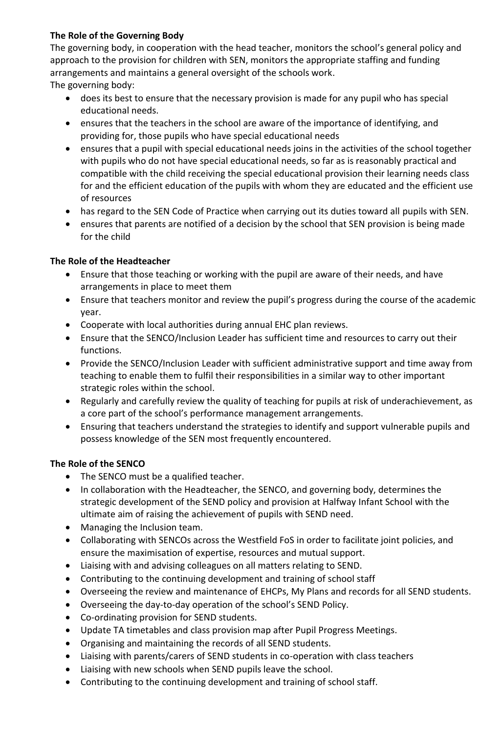**The Role of the Governing Body**

The governing body, in cooperation with the head teacher, monitors the school's general policy and approach to the provision for children with SEN, monitors the appropriate staffing and funding arrangements and maintains a general oversight of the schools work.

The governing body:

- does its best to ensure that the necessary provision is made for any pupil who has special educational needs.
- ensures that the teachers in the school are aware of the importance of identifying, and providing for, those pupils who have special educational needs
- ensures that a pupil with special educational needs joins in the activities of the school together with pupils who do not have special educational needs, so far as is reasonably practical and compatible with the child receiving the special educational provision their learning needs class for and the efficient education of the pupils with whom they are educated and the efficient use of resources
- has regard to the SEN Code of Practice when carrying out its duties toward all pupils with SEN.
- ensures that parents are notified of a decision by the school that SEN provision is being made for the child

**The Role of the Headteacher**

- Ensure that those teaching or working with the pupil are aware of their needs, and have arrangements in place to meet them
- Ensure that teachers monitor and review the pupil's progress during the course of the academic year.
- Cooperate with local authorities during annual EHC plan reviews.
- Ensure that the SENCO/Inclusion Leader has sufficient time and resources to carry out their functions.
- Provide the SENCO/Inclusion Leader with sufficient administrative support and time away from teaching to enable them to fulfil their responsibilities in a similar way to other important strategic roles within the school.
- Regularly and carefully review the quality of teaching for pupils at risk of underachievement, as a core part of the school's performance management arrangements.
- Ensuring that teachers understand the strategies to identify and support vulnerable pupils and possess knowledge of the SEN most frequently encountered.

**The Role of the SENCO**

- The SENCO must be a qualified teacher.
- In collaboration with the Headteacher, the SENCO, and governing body, determines the strategic development of the SEND policy and provision at Halfway Infant School with the ultimate aim of raising the achievement of pupils with SEND need.
- Managing the Inclusion team.
- Collaborating with SENCOs across the Westfield FoS in order to facilitate joint policies, and ensure the maximisation of expertise, resources and mutual support.
- Liaising with and advising colleagues on all matters relating to SEND.
- Contributing to the continuing development and training of school staff
- Overseeing the review and maintenance of EHCPs, My Plans and records for all SEND students.
- Overseeing the day-to-day operation of the school's SEND Policy.
- Co-ordinating provision for SEND students.
- Update TA timetables and class provision map after Pupil Progress Meetings.
- Organising and maintaining the records of all SEND students.
- Liaising with parents/carers of SEND students in co-operation with class teachers
- Liaising with new schools when SEND pupils leave the school.
- Contributing to the continuing development and training of school staff.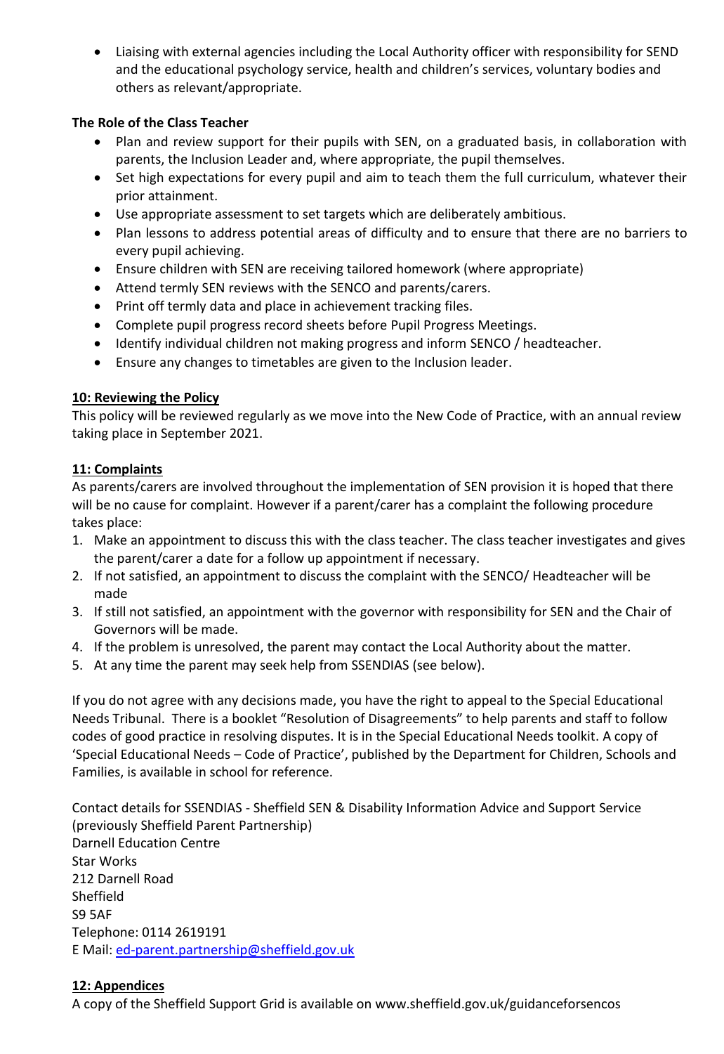- Liaising with external agencies including the Local Authority officer with responsibility for SEND and the educational psychology service, health and children's services, voluntary bodies and others as relevant/appropriate.

**The Role of the Class Teacher**

- Plan and review support for their pupils with SEN, on a graduated basis, in collaboration with parents, the Inclusion Leader and, where appropriate, the pupil themselves.
- Set high expectations for every pupil and aim to teach them the full curriculum, whatever their prior attainment.
- Use appropriate assessment to set targets which are deliberately ambitious.
- Plan lessons to address potential areas of difficulty and to ensure that there are no barriers to every pupil achieving.
- Ensure children with SEN are receiving tailored homework (where appropriate)
- Attend termly SEN reviews with the SENCO and parents/carers.
- Print off termly data and place in achievement tracking files.
- Complete pupil progress record sheets before Pupil Progress Meetings.
- Identify individual children not making progress and inform SENCO / headteacher.
- Ensure any changes to timetables are given to the Inclusion leader.

## 10: Reviewing the Policy

This policy will be reviewed regularly as we move into the New Code of Practice, with an annual review taking place in September 2021.

## 11: Complaints

As parents/carers are involved throughout the implementation of SEN provision it is hoped that there will be no cause for complaint. However if a parent/carer has a complaint the following procedure takes place:

1. Make an appointment to discuss this with the class teacher. The class teacher investigates and gives the parent/carer a date for a follow up appointment if necessary.
2. If not satisfied, an appointment to discuss the complaint with the SENCO/ Headteacher will be made
3. If still not satisfied, an appointment with the governor with responsibility for SEN and the Chair of Governors will be made.
4. If the problem is unresolved, the parent may contact the Local Authority about the matter.
5. At any time the parent may seek help from SSENDIAS (see below).

If you do not agree with any decisions made, you have the right to appeal to the Special Educational Needs Tribunal. There is a booklet "Resolution of Disagreements" to help parents and staff to follow codes of good practice in resolving disputes. It is in the Special Educational Needs toolkit. A copy of 'Special Educational Needs – Code of Practice', published by the Department for Children, Schools and Families, is available in school for reference.

Contact details for SSENDIAS - Sheffield SEN & Disability Information Advice and Support Service (previously Sheffield Parent Partnership)
Darnell Education Centre
Star Works
212 Darnell Road
Sheffield
S9 5AF
Telephone: 0114 2619191
E Mail: ed-parent.partnership@sheffield.gov.uk

## 12: Appendices

A copy of the Sheffield Support Grid is available on www.sheffield.gov.uk/guidanceforsencos